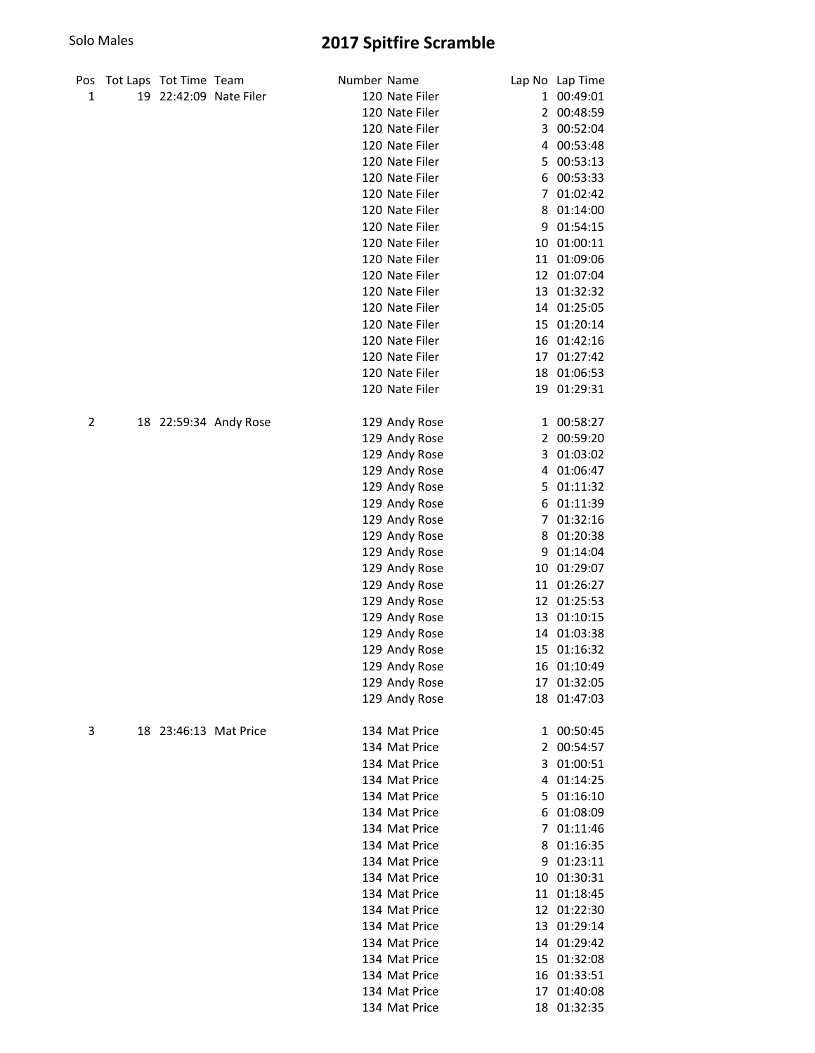Solo Males

# 2017 Spitfire Scramble

| Pos | Tot Laps | Tot Time | Team | Number | Name | Lap No | Lap Time |
|---|---|---|---|---|---|---|---|
| 1 | 19 | 22:42:09 | Nate Filer | 120 | Nate Filer | 1 | 00:49:01 |
| | | | | 120 | Nate Filer | 2 | 00:48:59 |
| | | | | 120 | Nate Filer | 3 | 00:52:04 |
| | | | | 120 | Nate Filer | 4 | 00:53:48 |
| | | | | 120 | Nate Filer | 5 | 00:53:13 |
| | | | | 120 | Nate Filer | 6 | 00:53:33 |
| | | | | 120 | Nate Filer | 7 | 01:02:42 |
| | | | | 120 | Nate Filer | 8 | 01:14:00 |
| | | | | 120 | Nate Filer | 9 | 01:54:15 |
| | | | | 120 | Nate Filer | 10 | 01:00:11 |
| | | | | 120 | Nate Filer | 11 | 01:09:06 |
| | | | | 120 | Nate Filer | 12 | 01:07:04 |
| | | | | 120 | Nate Filer | 13 | 01:32:32 |
| | | | | 120 | Nate Filer | 14 | 01:25:05 |
| | | | | 120 | Nate Filer | 15 | 01:20:14 |
| | | | | 120 | Nate Filer | 16 | 01:42:16 |
| | | | | 120 | Nate Filer | 17 | 01:27:42 |
| | | | | 120 | Nate Filer | 18 | 01:06:53 |
| | | | | 120 | Nate Filer | 19 | 01:29:31 |
| 2 | 18 | 22:59:34 | Andy Rose | 129 | Andy Rose | 1 | 00:58:27 |
| | | | | 129 | Andy Rose | 2 | 00:59:20 |
| | | | | 129 | Andy Rose | 3 | 01:03:02 |
| | | | | 129 | Andy Rose | 4 | 01:06:47 |
| | | | | 129 | Andy Rose | 5 | 01:11:32 |
| | | | | 129 | Andy Rose | 6 | 01:11:39 |
| | | | | 129 | Andy Rose | 7 | 01:32:16 |
| | | | | 129 | Andy Rose | 8 | 01:20:38 |
| | | | | 129 | Andy Rose | 9 | 01:14:04 |
| | | | | 129 | Andy Rose | 10 | 01:29:07 |
| | | | | 129 | Andy Rose | 11 | 01:26:27 |
| | | | | 129 | Andy Rose | 12 | 01:25:53 |
| | | | | 129 | Andy Rose | 13 | 01:10:15 |
| | | | | 129 | Andy Rose | 14 | 01:03:38 |
| | | | | 129 | Andy Rose | 15 | 01:16:32 |
| | | | | 129 | Andy Rose | 16 | 01:10:49 |
| | | | | 129 | Andy Rose | 17 | 01:32:05 |
| | | | | 129 | Andy Rose | 18 | 01:47:03 |
| 3 | 18 | 23:46:13 | Mat Price | 134 | Mat Price | 1 | 00:50:45 |
| | | | | 134 | Mat Price | 2 | 00:54:57 |
| | | | | 134 | Mat Price | 3 | 01:00:51 |
| | | | | 134 | Mat Price | 4 | 01:14:25 |
| | | | | 134 | Mat Price | 5 | 01:16:10 |
| | | | | 134 | Mat Price | 6 | 01:08:09 |
| | | | | 134 | Mat Price | 7 | 01:11:46 |
| | | | | 134 | Mat Price | 8 | 01:16:35 |
| | | | | 134 | Mat Price | 9 | 01:23:11 |
| | | | | 134 | Mat Price | 10 | 01:30:31 |
| | | | | 134 | Mat Price | 11 | 01:18:45 |
| | | | | 134 | Mat Price | 12 | 01:22:30 |
| | | | | 134 | Mat Price | 13 | 01:29:14 |
| | | | | 134 | Mat Price | 14 | 01:29:42 |
| | | | | 134 | Mat Price | 15 | 01:32:08 |
| | | | | 134 | Mat Price | 16 | 01:33:51 |
| | | | | 134 | Mat Price | 17 | 01:40:08 |
| | | | | 134 | Mat Price | 18 | 01:32:35 |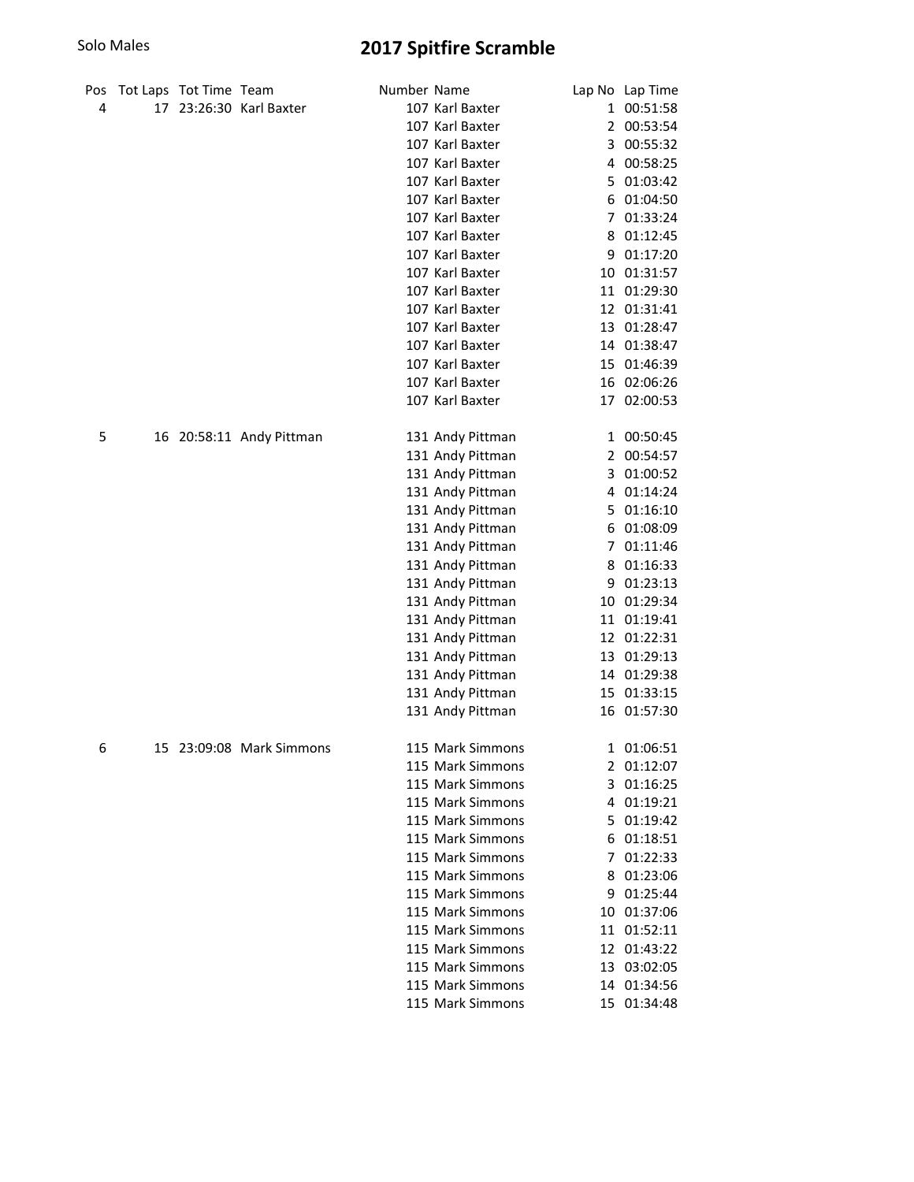Solo Males

# 2017 Spitfire Scramble

| Pos | Tot Laps | Tot Time | Team | Number | Name | Lap No | Lap Time |
|---|---|---|---|---|---|---|---|
| 4 | 17 | 23:26:30 | Karl Baxter | 107 | Karl Baxter | 1 | 00:51:58 |
| | | | | 107 | Karl Baxter | 2 | 00:53:54 |
| | | | | 107 | Karl Baxter | 3 | 00:55:32 |
| | | | | 107 | Karl Baxter | 4 | 00:58:25 |
| | | | | 107 | Karl Baxter | 5 | 01:03:42 |
| | | | | 107 | Karl Baxter | 6 | 01:04:50 |
| | | | | 107 | Karl Baxter | 7 | 01:33:24 |
| | | | | 107 | Karl Baxter | 8 | 01:12:45 |
| | | | | 107 | Karl Baxter | 9 | 01:17:20 |
| | | | | 107 | Karl Baxter | 10 | 01:31:57 |
| | | | | 107 | Karl Baxter | 11 | 01:29:30 |
| | | | | 107 | Karl Baxter | 12 | 01:31:41 |
| | | | | 107 | Karl Baxter | 13 | 01:28:47 |
| | | | | 107 | Karl Baxter | 14 | 01:38:47 |
| | | | | 107 | Karl Baxter | 15 | 01:46:39 |
| | | | | 107 | Karl Baxter | 16 | 02:06:26 |
| | | | | 107 | Karl Baxter | 17 | 02:00:53 |
| 5 | 16 | 20:58:11 | Andy Pittman | 131 | Andy Pittman | 1 | 00:50:45 |
| | | | | 131 | Andy Pittman | 2 | 00:54:57 |
| | | | | 131 | Andy Pittman | 3 | 01:00:52 |
| | | | | 131 | Andy Pittman | 4 | 01:14:24 |
| | | | | 131 | Andy Pittman | 5 | 01:16:10 |
| | | | | 131 | Andy Pittman | 6 | 01:08:09 |
| | | | | 131 | Andy Pittman | 7 | 01:11:46 |
| | | | | 131 | Andy Pittman | 8 | 01:16:33 |
| | | | | 131 | Andy Pittman | 9 | 01:23:13 |
| | | | | 131 | Andy Pittman | 10 | 01:29:34 |
| | | | | 131 | Andy Pittman | 11 | 01:19:41 |
| | | | | 131 | Andy Pittman | 12 | 01:22:31 |
| | | | | 131 | Andy Pittman | 13 | 01:29:13 |
| | | | | 131 | Andy Pittman | 14 | 01:29:38 |
| | | | | 131 | Andy Pittman | 15 | 01:33:15 |
| | | | | 131 | Andy Pittman | 16 | 01:57:30 |
| 6 | 15 | 23:09:08 | Mark Simmons | 115 | Mark Simmons | 1 | 01:06:51 |
| | | | | 115 | Mark Simmons | 2 | 01:12:07 |
| | | | | 115 | Mark Simmons | 3 | 01:16:25 |
| | | | | 115 | Mark Simmons | 4 | 01:19:21 |
| | | | | 115 | Mark Simmons | 5 | 01:19:42 |
| | | | | 115 | Mark Simmons | 6 | 01:18:51 |
| | | | | 115 | Mark Simmons | 7 | 01:22:33 |
| | | | | 115 | Mark Simmons | 8 | 01:23:06 |
| | | | | 115 | Mark Simmons | 9 | 01:25:44 |
| | | | | 115 | Mark Simmons | 10 | 01:37:06 |
| | | | | 115 | Mark Simmons | 11 | 01:52:11 |
| | | | | 115 | Mark Simmons | 12 | 01:43:22 |
| | | | | 115 | Mark Simmons | 13 | 03:02:05 |
| | | | | 115 | Mark Simmons | 14 | 01:34:56 |
| | | | | 115 | Mark Simmons | 15 | 01:34:48 |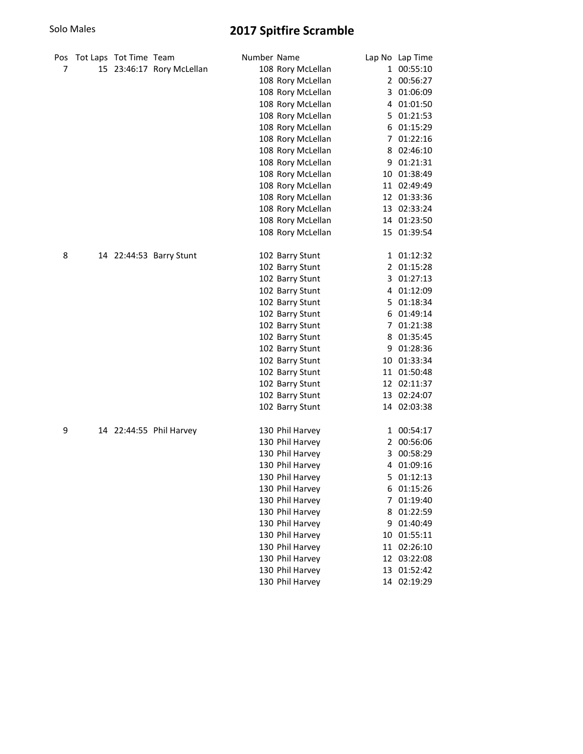Solo Males

# 2017 Spitfire Scramble

| Pos | Tot Laps | Tot Time | Team | Number | Name | Lap No | Lap Time |
|---|---|---|---|---|---|---|---|
| 7 | 15 | 23:46:17 | Rory McLellan | 108 | Rory McLellan | 1 | 00:55:10 |
| | | | | 108 | Rory McLellan | 2 | 00:56:27 |
| | | | | 108 | Rory McLellan | 3 | 01:06:09 |
| | | | | 108 | Rory McLellan | 4 | 01:01:50 |
| | | | | 108 | Rory McLellan | 5 | 01:21:53 |
| | | | | 108 | Rory McLellan | 6 | 01:15:29 |
| | | | | 108 | Rory McLellan | 7 | 01:22:16 |
| | | | | 108 | Rory McLellan | 8 | 02:46:10 |
| | | | | 108 | Rory McLellan | 9 | 01:21:31 |
| | | | | 108 | Rory McLellan | 10 | 01:38:49 |
| | | | | 108 | Rory McLellan | 11 | 02:49:49 |
| | | | | 108 | Rory McLellan | 12 | 01:33:36 |
| | | | | 108 | Rory McLellan | 13 | 02:33:24 |
| | | | | 108 | Rory McLellan | 14 | 01:23:50 |
| | | | | 108 | Rory McLellan | 15 | 01:39:54 |
| 8 | 14 | 22:44:53 | Barry Stunt | 102 | Barry Stunt | 1 | 01:12:32 |
| | | | | 102 | Barry Stunt | 2 | 01:15:28 |
| | | | | 102 | Barry Stunt | 3 | 01:27:13 |
| | | | | 102 | Barry Stunt | 4 | 01:12:09 |
| | | | | 102 | Barry Stunt | 5 | 01:18:34 |
| | | | | 102 | Barry Stunt | 6 | 01:49:14 |
| | | | | 102 | Barry Stunt | 7 | 01:21:38 |
| | | | | 102 | Barry Stunt | 8 | 01:35:45 |
| | | | | 102 | Barry Stunt | 9 | 01:28:36 |
| | | | | 102 | Barry Stunt | 10 | 01:33:34 |
| | | | | 102 | Barry Stunt | 11 | 01:50:48 |
| | | | | 102 | Barry Stunt | 12 | 02:11:37 |
| | | | | 102 | Barry Stunt | 13 | 02:24:07 |
| | | | | 102 | Barry Stunt | 14 | 02:03:38 |
| 9 | 14 | 22:44:55 | Phil Harvey | 130 | Phil Harvey | 1 | 00:54:17 |
| | | | | 130 | Phil Harvey | 2 | 00:56:06 |
| | | | | 130 | Phil Harvey | 3 | 00:58:29 |
| | | | | 130 | Phil Harvey | 4 | 01:09:16 |
| | | | | 130 | Phil Harvey | 5 | 01:12:13 |
| | | | | 130 | Phil Harvey | 6 | 01:15:26 |
| | | | | 130 | Phil Harvey | 7 | 01:19:40 |
| | | | | 130 | Phil Harvey | 8 | 01:22:59 |
| | | | | 130 | Phil Harvey | 9 | 01:40:49 |
| | | | | 130 | Phil Harvey | 10 | 01:55:11 |
| | | | | 130 | Phil Harvey | 11 | 02:26:10 |
| | | | | 130 | Phil Harvey | 12 | 03:22:08 |
| | | | | 130 | Phil Harvey | 13 | 01:52:42 |
| | | | | 130 | Phil Harvey | 14 | 02:19:29 |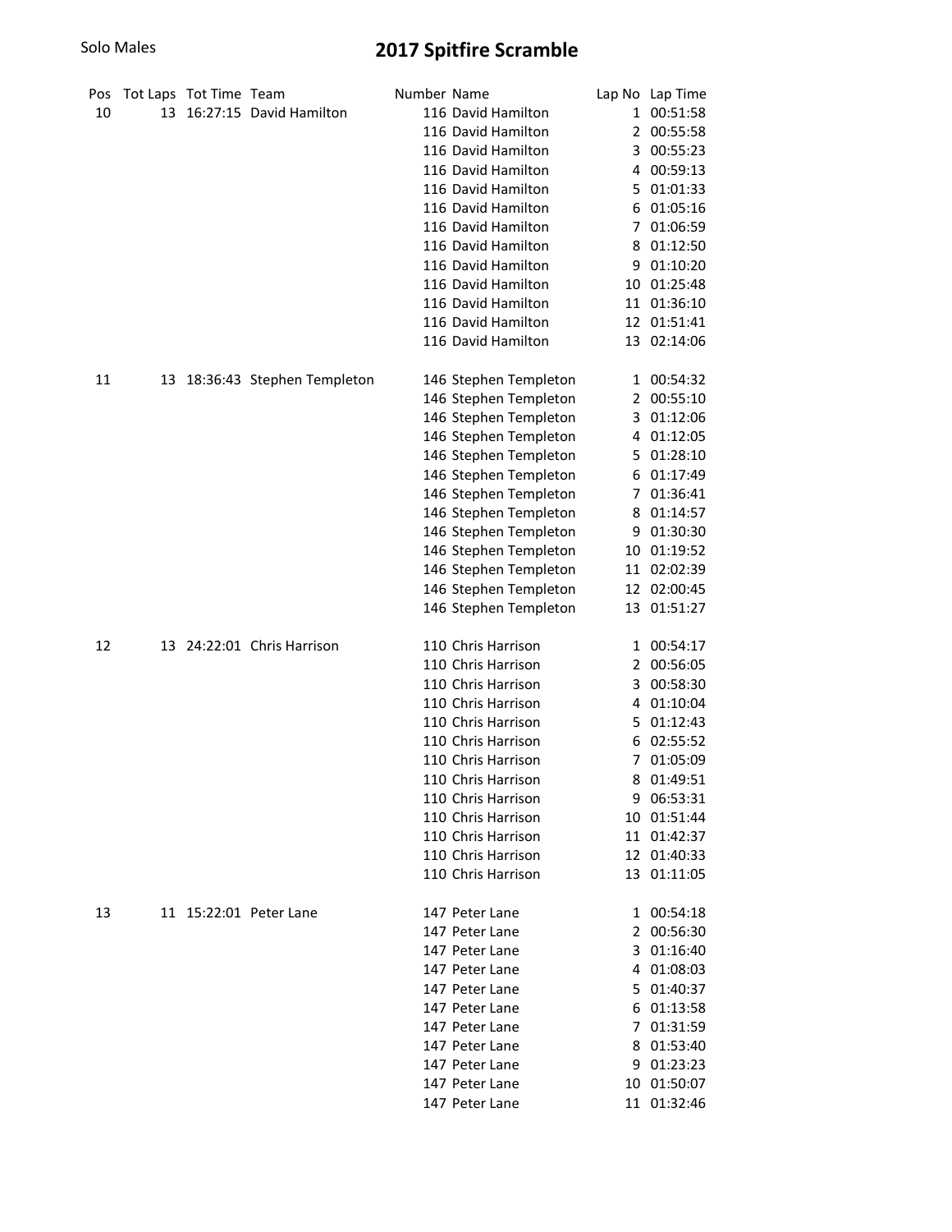Solo Males

# 2017 Spitfire Scramble

| Pos | Tot Laps | Tot Time | Team | Number | Name | Lap No | Lap Time |
|---|---|---|---|---|---|---|---|
| 10 | 13 | 16:27:15 | David Hamilton | 116 | David Hamilton | 1 | 00:51:58 |
| | | | | 116 | David Hamilton | 2 | 00:55:58 |
| | | | | 116 | David Hamilton | 3 | 00:55:23 |
| | | | | 116 | David Hamilton | 4 | 00:59:13 |
| | | | | 116 | David Hamilton | 5 | 01:01:33 |
| | | | | 116 | David Hamilton | 6 | 01:05:16 |
| | | | | 116 | David Hamilton | 7 | 01:06:59 |
| | | | | 116 | David Hamilton | 8 | 01:12:50 |
| | | | | 116 | David Hamilton | 9 | 01:10:20 |
| | | | | 116 | David Hamilton | 10 | 01:25:48 |
| | | | | 116 | David Hamilton | 11 | 01:36:10 |
| | | | | 116 | David Hamilton | 12 | 01:51:41 |
| | | | | 116 | David Hamilton | 13 | 02:14:06 |
| 11 | 13 | 18:36:43 | Stephen Templeton | 146 | Stephen Templeton | 1 | 00:54:32 |
| | | | | 146 | Stephen Templeton | 2 | 00:55:10 |
| | | | | 146 | Stephen Templeton | 3 | 01:12:06 |
| | | | | 146 | Stephen Templeton | 4 | 01:12:05 |
| | | | | 146 | Stephen Templeton | 5 | 01:28:10 |
| | | | | 146 | Stephen Templeton | 6 | 01:17:49 |
| | | | | 146 | Stephen Templeton | 7 | 01:36:41 |
| | | | | 146 | Stephen Templeton | 8 | 01:14:57 |
| | | | | 146 | Stephen Templeton | 9 | 01:30:30 |
| | | | | 146 | Stephen Templeton | 10 | 01:19:52 |
| | | | | 146 | Stephen Templeton | 11 | 02:02:39 |
| | | | | 146 | Stephen Templeton | 12 | 02:00:45 |
| | | | | 146 | Stephen Templeton | 13 | 01:51:27 |
| 12 | 13 | 24:22:01 | Chris Harrison | 110 | Chris Harrison | 1 | 00:54:17 |
| | | | | 110 | Chris Harrison | 2 | 00:56:05 |
| | | | | 110 | Chris Harrison | 3 | 00:58:30 |
| | | | | 110 | Chris Harrison | 4 | 01:10:04 |
| | | | | 110 | Chris Harrison | 5 | 01:12:43 |
| | | | | 110 | Chris Harrison | 6 | 02:55:52 |
| | | | | 110 | Chris Harrison | 7 | 01:05:09 |
| | | | | 110 | Chris Harrison | 8 | 01:49:51 |
| | | | | 110 | Chris Harrison | 9 | 06:53:31 |
| | | | | 110 | Chris Harrison | 10 | 01:51:44 |
| | | | | 110 | Chris Harrison | 11 | 01:42:37 |
| | | | | 110 | Chris Harrison | 12 | 01:40:33 |
| | | | | 110 | Chris Harrison | 13 | 01:11:05 |
| 13 | 11 | 15:22:01 | Peter Lane | 147 | Peter Lane | 1 | 00:54:18 |
| | | | | 147 | Peter Lane | 2 | 00:56:30 |
| | | | | 147 | Peter Lane | 3 | 01:16:40 |
| | | | | 147 | Peter Lane | 4 | 01:08:03 |
| | | | | 147 | Peter Lane | 5 | 01:40:37 |
| | | | | 147 | Peter Lane | 6 | 01:13:58 |
| | | | | 147 | Peter Lane | 7 | 01:31:59 |
| | | | | 147 | Peter Lane | 8 | 01:53:40 |
| | | | | 147 | Peter Lane | 9 | 01:23:23 |
| | | | | 147 | Peter Lane | 10 | 01:50:07 |
| | | | | 147 | Peter Lane | 11 | 01:32:46 |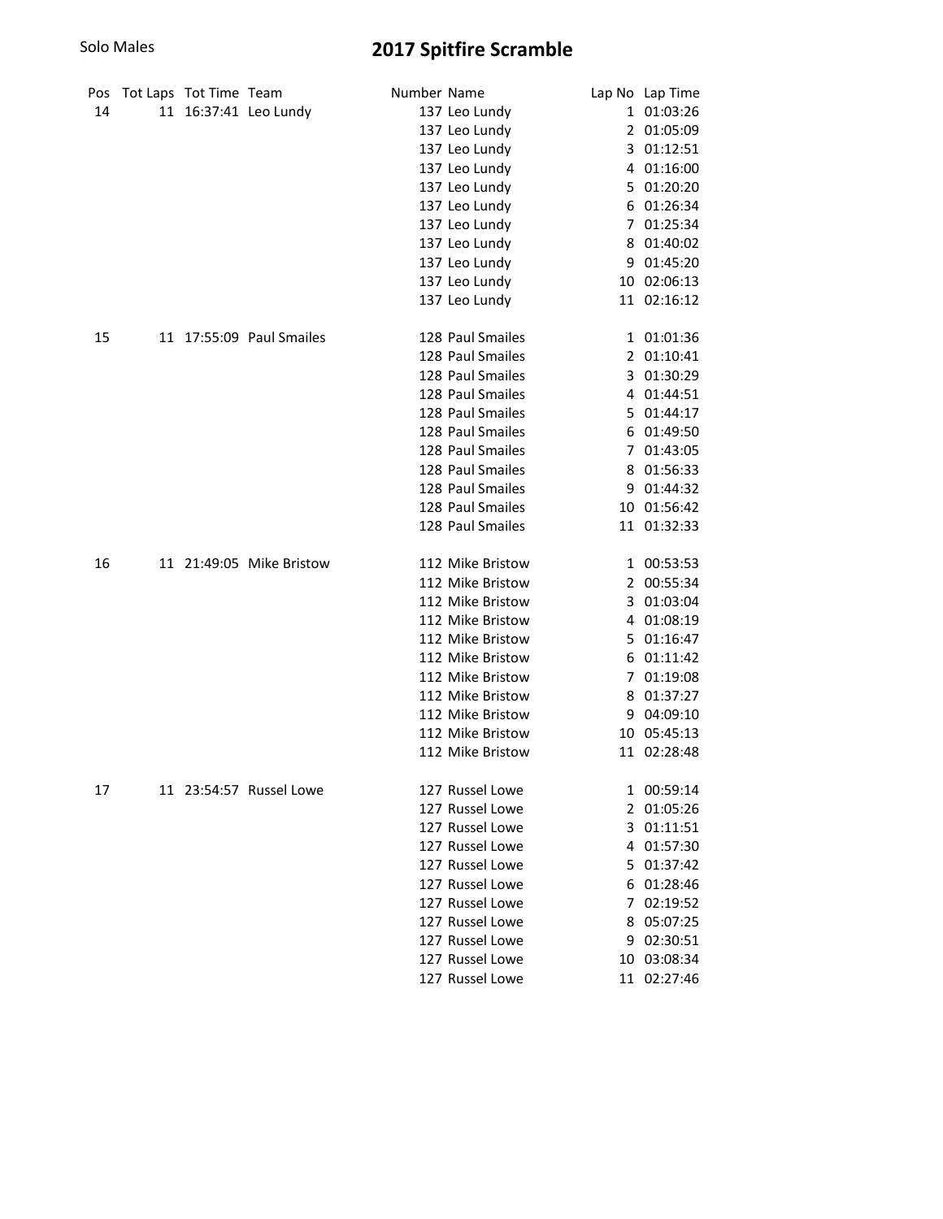Solo Males

# 2017 Spitfire Scramble

| Pos | Tot Laps | Tot Time | Team | Number | Name | Lap No | Lap Time |
|---|---|---|---|---|---|---|---|
| 14 | 11 | 16:37:41 | Leo Lundy | 137 | Leo Lundy | 1 | 01:03:26 |
| | | | | 137 | Leo Lundy | 2 | 01:05:09 |
| | | | | 137 | Leo Lundy | 3 | 01:12:51 |
| | | | | 137 | Leo Lundy | 4 | 01:16:00 |
| | | | | 137 | Leo Lundy | 5 | 01:20:20 |
| | | | | 137 | Leo Lundy | 6 | 01:26:34 |
| | | | | 137 | Leo Lundy | 7 | 01:25:34 |
| | | | | 137 | Leo Lundy | 8 | 01:40:02 |
| | | | | 137 | Leo Lundy | 9 | 01:45:20 |
| | | | | 137 | Leo Lundy | 10 | 02:06:13 |
| | | | | 137 | Leo Lundy | 11 | 02:16:12 |
| 15 | 11 | 17:55:09 | Paul Smailes | 128 | Paul Smailes | 1 | 01:01:36 |
| | | | | 128 | Paul Smailes | 2 | 01:10:41 |
| | | | | 128 | Paul Smailes | 3 | 01:30:29 |
| | | | | 128 | Paul Smailes | 4 | 01:44:51 |
| | | | | 128 | Paul Smailes | 5 | 01:44:17 |
| | | | | 128 | Paul Smailes | 6 | 01:49:50 |
| | | | | 128 | Paul Smailes | 7 | 01:43:05 |
| | | | | 128 | Paul Smailes | 8 | 01:56:33 |
| | | | | 128 | Paul Smailes | 9 | 01:44:32 |
| | | | | 128 | Paul Smailes | 10 | 01:56:42 |
| | | | | 128 | Paul Smailes | 11 | 01:32:33 |
| 16 | 11 | 21:49:05 | Mike Bristow | 112 | Mike Bristow | 1 | 00:53:53 |
| | | | | 112 | Mike Bristow | 2 | 00:55:34 |
| | | | | 112 | Mike Bristow | 3 | 01:03:04 |
| | | | | 112 | Mike Bristow | 4 | 01:08:19 |
| | | | | 112 | Mike Bristow | 5 | 01:16:47 |
| | | | | 112 | Mike Bristow | 6 | 01:11:42 |
| | | | | 112 | Mike Bristow | 7 | 01:19:08 |
| | | | | 112 | Mike Bristow | 8 | 01:37:27 |
| | | | | 112 | Mike Bristow | 9 | 04:09:10 |
| | | | | 112 | Mike Bristow | 10 | 05:45:13 |
| | | | | 112 | Mike Bristow | 11 | 02:28:48 |
| 17 | 11 | 23:54:57 | Russel Lowe | 127 | Russel Lowe | 1 | 00:59:14 |
| | | | | 127 | Russel Lowe | 2 | 01:05:26 |
| | | | | 127 | Russel Lowe | 3 | 01:11:51 |
| | | | | 127 | Russel Lowe | 4 | 01:57:30 |
| | | | | 127 | Russel Lowe | 5 | 01:37:42 |
| | | | | 127 | Russel Lowe | 6 | 01:28:46 |
| | | | | 127 | Russel Lowe | 7 | 02:19:52 |
| | | | | 127 | Russel Lowe | 8 | 05:07:25 |
| | | | | 127 | Russel Lowe | 9 | 02:30:51 |
| | | | | 127 | Russel Lowe | 10 | 03:08:34 |
| | | | | 127 | Russel Lowe | 11 | 02:27:46 |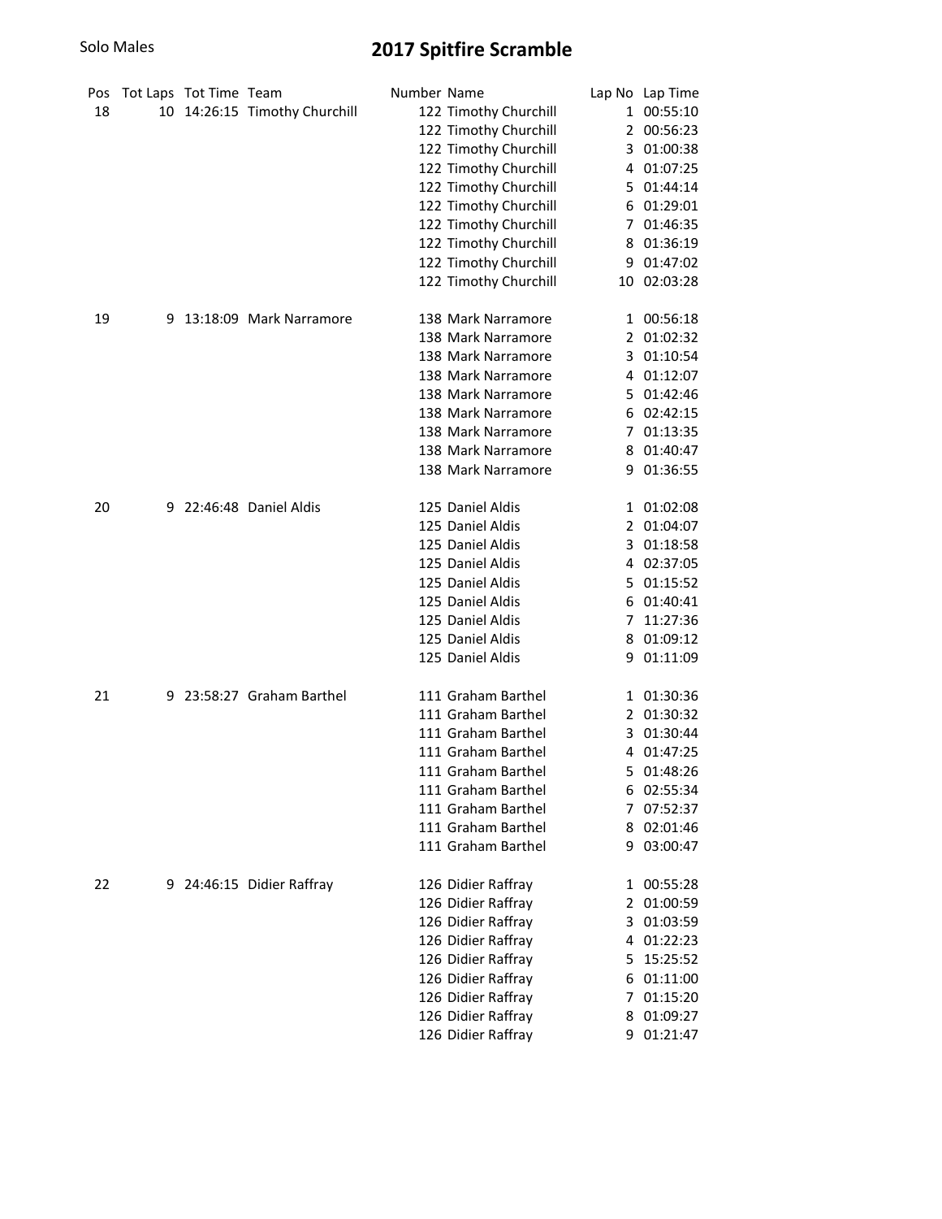Solo Males

# 2017 Spitfire Scramble

| Pos | Tot Laps | Tot Time | Team | Number | Name | Lap No | Lap Time |
|---|---|---|---|---|---|---|---|
| 18 | 10 | 14:26:15 | Timothy Churchill | 122 | Timothy Churchill | 1 | 00:55:10 |
| | | | | 122 | Timothy Churchill | 2 | 00:56:23 |
| | | | | 122 | Timothy Churchill | 3 | 01:00:38 |
| | | | | 122 | Timothy Churchill | 4 | 01:07:25 |
| | | | | 122 | Timothy Churchill | 5 | 01:44:14 |
| | | | | 122 | Timothy Churchill | 6 | 01:29:01 |
| | | | | 122 | Timothy Churchill | 7 | 01:46:35 |
| | | | | 122 | Timothy Churchill | 8 | 01:36:19 |
| | | | | 122 | Timothy Churchill | 9 | 01:47:02 |
| | | | | 122 | Timothy Churchill | 10 | 02:03:28 |
| 19 | 9 | 13:18:09 | Mark Narramore | 138 | Mark Narramore | 1 | 00:56:18 |
| | | | | 138 | Mark Narramore | 2 | 01:02:32 |
| | | | | 138 | Mark Narramore | 3 | 01:10:54 |
| | | | | 138 | Mark Narramore | 4 | 01:12:07 |
| | | | | 138 | Mark Narramore | 5 | 01:42:46 |
| | | | | 138 | Mark Narramore | 6 | 02:42:15 |
| | | | | 138 | Mark Narramore | 7 | 01:13:35 |
| | | | | 138 | Mark Narramore | 8 | 01:40:47 |
| | | | | 138 | Mark Narramore | 9 | 01:36:55 |
| 20 | 9 | 22:46:48 | Daniel Aldis | 125 | Daniel Aldis | 1 | 01:02:08 |
| | | | | 125 | Daniel Aldis | 2 | 01:04:07 |
| | | | | 125 | Daniel Aldis | 3 | 01:18:58 |
| | | | | 125 | Daniel Aldis | 4 | 02:37:05 |
| | | | | 125 | Daniel Aldis | 5 | 01:15:52 |
| | | | | 125 | Daniel Aldis | 6 | 01:40:41 |
| | | | | 125 | Daniel Aldis | 7 | 11:27:36 |
| | | | | 125 | Daniel Aldis | 8 | 01:09:12 |
| | | | | 125 | Daniel Aldis | 9 | 01:11:09 |
| 21 | 9 | 23:58:27 | Graham Barthel | 111 | Graham Barthel | 1 | 01:30:36 |
| | | | | 111 | Graham Barthel | 2 | 01:30:32 |
| | | | | 111 | Graham Barthel | 3 | 01:30:44 |
| | | | | 111 | Graham Barthel | 4 | 01:47:25 |
| | | | | 111 | Graham Barthel | 5 | 01:48:26 |
| | | | | 111 | Graham Barthel | 6 | 02:55:34 |
| | | | | 111 | Graham Barthel | 7 | 07:52:37 |
| | | | | 111 | Graham Barthel | 8 | 02:01:46 |
| | | | | 111 | Graham Barthel | 9 | 03:00:47 |
| 22 | 9 | 24:46:15 | Didier Raffray | 126 | Didier Raffray | 1 | 00:55:28 |
| | | | | 126 | Didier Raffray | 2 | 01:00:59 |
| | | | | 126 | Didier Raffray | 3 | 01:03:59 |
| | | | | 126 | Didier Raffray | 4 | 01:22:23 |
| | | | | 126 | Didier Raffray | 5 | 15:25:52 |
| | | | | 126 | Didier Raffray | 6 | 01:11:00 |
| | | | | 126 | Didier Raffray | 7 | 01:15:20 |
| | | | | 126 | Didier Raffray | 8 | 01:09:27 |
| | | | | 126 | Didier Raffray | 9 | 01:21:47 |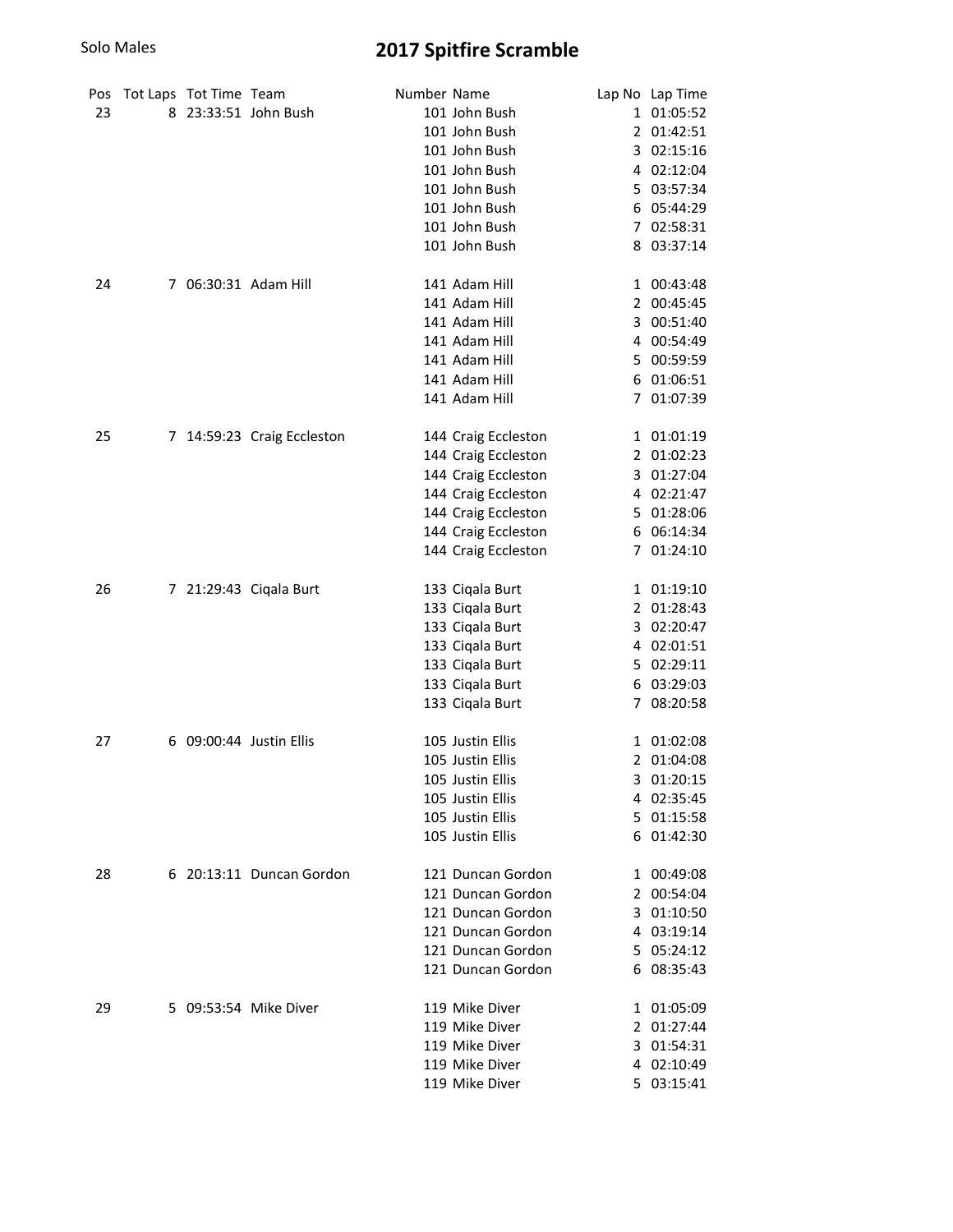Solo Males

# 2017 Spitfire Scramble

| Pos | Tot Laps | Tot Time | Team | Number | Name | Lap No | Lap Time |
|---|---|---|---|---|---|---|---|
| 23 | 8 | 23:33:51 | John Bush | 101 | John Bush | 1 | 01:05:52 |
| | | | | 101 | John Bush | 2 | 01:42:51 |
| | | | | 101 | John Bush | 3 | 02:15:16 |
| | | | | 101 | John Bush | 4 | 02:12:04 |
| | | | | 101 | John Bush | 5 | 03:57:34 |
| | | | | 101 | John Bush | 6 | 05:44:29 |
| | | | | 101 | John Bush | 7 | 02:58:31 |
| | | | | 101 | John Bush | 8 | 03:37:14 |
| 24 | 7 | 06:30:31 | Adam Hill | 141 | Adam Hill | 1 | 00:43:48 |
| | | | | 141 | Adam Hill | 2 | 00:45:45 |
| | | | | 141 | Adam Hill | 3 | 00:51:40 |
| | | | | 141 | Adam Hill | 4 | 00:54:49 |
| | | | | 141 | Adam Hill | 5 | 00:59:59 |
| | | | | 141 | Adam Hill | 6 | 01:06:51 |
| | | | | 141 | Adam Hill | 7 | 01:07:39 |
| 25 | 7 | 14:59:23 | Craig Eccleston | 144 | Craig Eccleston | 1 | 01:01:19 |
| | | | | 144 | Craig Eccleston | 2 | 01:02:23 |
| | | | | 144 | Craig Eccleston | 3 | 01:27:04 |
| | | | | 144 | Craig Eccleston | 4 | 02:21:47 |
| | | | | 144 | Craig Eccleston | 5 | 01:28:06 |
| | | | | 144 | Craig Eccleston | 6 | 06:14:34 |
| | | | | 144 | Craig Eccleston | 7 | 01:24:10 |
| 26 | 7 | 21:29:43 | Ciqala Burt | 133 | Ciqala Burt | 1 | 01:19:10 |
| | | | | 133 | Ciqala Burt | 2 | 01:28:43 |
| | | | | 133 | Ciqala Burt | 3 | 02:20:47 |
| | | | | 133 | Ciqala Burt | 4 | 02:01:51 |
| | | | | 133 | Ciqala Burt | 5 | 02:29:11 |
| | | | | 133 | Ciqala Burt | 6 | 03:29:03 |
| | | | | 133 | Ciqala Burt | 7 | 08:20:58 |
| 27 | 6 | 09:00:44 | Justin Ellis | 105 | Justin Ellis | 1 | 01:02:08 |
| | | | | 105 | Justin Ellis | 2 | 01:04:08 |
| | | | | 105 | Justin Ellis | 3 | 01:20:15 |
| | | | | 105 | Justin Ellis | 4 | 02:35:45 |
| | | | | 105 | Justin Ellis | 5 | 01:15:58 |
| | | | | 105 | Justin Ellis | 6 | 01:42:30 |
| 28 | 6 | 20:13:11 | Duncan Gordon | 121 | Duncan Gordon | 1 | 00:49:08 |
| | | | | 121 | Duncan Gordon | 2 | 00:54:04 |
| | | | | 121 | Duncan Gordon | 3 | 01:10:50 |
| | | | | 121 | Duncan Gordon | 4 | 03:19:14 |
| | | | | 121 | Duncan Gordon | 5 | 05:24:12 |
| | | | | 121 | Duncan Gordon | 6 | 08:35:43 |
| 29 | 5 | 09:53:54 | Mike Diver | 119 | Mike Diver | 1 | 01:05:09 |
| | | | | 119 | Mike Diver | 2 | 01:27:44 |
| | | | | 119 | Mike Diver | 3 | 01:54:31 |
| | | | | 119 | Mike Diver | 4 | 02:10:49 |
| | | | | 119 | Mike Diver | 5 | 03:15:41 |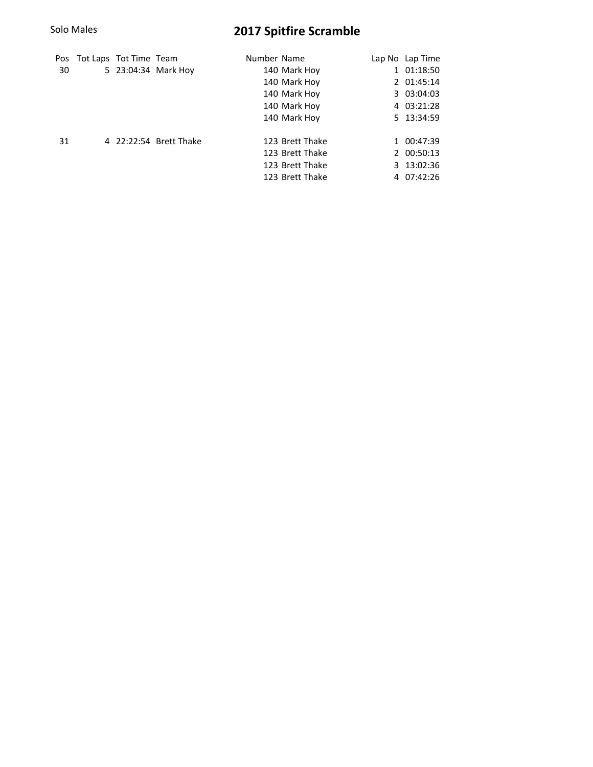Solo Males

# 2017 Spitfire Scramble

| Pos | Tot Laps | Tot Time | Team | Number | Name | Lap No | Lap Time |
|---|---|---|---|---|---|---|---|
| 30 | 5 | 23:04:34 | Mark Hoy | 140 | Mark Hoy | 1 | 01:18:50 |
| | | | | 140 | Mark Hoy | 2 | 01:45:14 |
| | | | | 140 | Mark Hoy | 3 | 03:04:03 |
| | | | | 140 | Mark Hoy | 4 | 03:21:28 |
| | | | | 140 | Mark Hoy | 5 | 13:34:59 |
| 31 | 4 | 22:22:54 | Brett Thake | 123 | Brett Thake | 1 | 00:47:39 |
| | | | | 123 | Brett Thake | 2 | 00:50:13 |
| | | | | 123 | Brett Thake | 3 | 13:02:36 |
| | | | | 123 | Brett Thake | 4 | 07:42:26 |